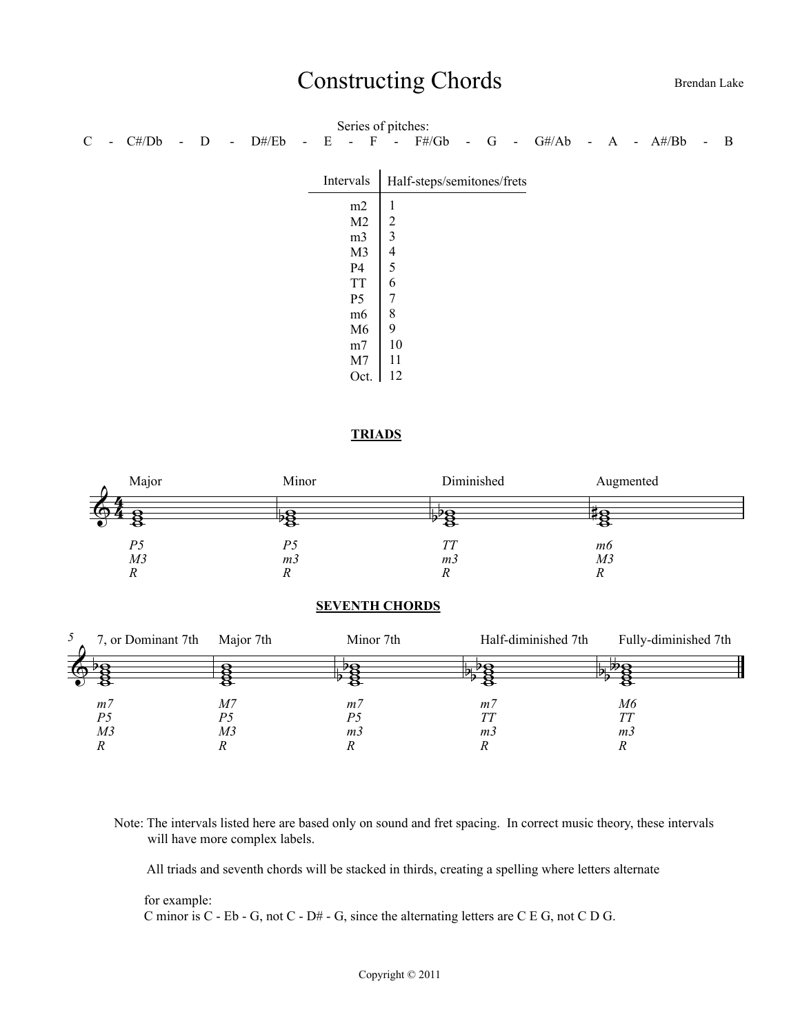# Constructing Chords

Brendan Lake

Series of pitches:

C - C#/Db - D - D#/Eb - E - F - F#/Gb - G - G#/Ab - A - A#/Bb - B

| Intervals | Half-steps/semitones/frets |
|---|---|
| m2 | 1 |
| M2 | 2 |
| m3 | 3 |
| M3 | 4 |
| P4 | 5 |
| TT | 6 |
| P5 | 7 |
| m6 | 8 |
| M6 | 9 |
| m7 | 10 |
| M7 | 11 |
| Oct. | 12 |

## TRIADS

Major
*P5*
*M3*
*R*

Minor
*P5*
*m3*
*R*

Diminished
*TT*
*m3*
*R*

Augmented
*m6*
*M3*
*R*

## SEVENTH CHORDS

5

7, or Dominant 7th
*m7*
*P5*
*M3*
*R*

Major 7th
*M7*
*P5*
*M3*
*R*

Minor 7th
*m7*
*P5*
*m3*
*R*

Half-diminished 7th
*m7*
*TT*
*m3*
*R*

Fully-diminished 7th
*M6*
*TT*
*m3*
*R*

Note: The intervals listed here are based only on sound and fret spacing. In correct music theory, these intervals will have more complex labels.

All triads and seventh chords will be stacked in thirds, creating a spelling where letters alternate

for example:
C minor is C - Eb - G, not C - D# - G, since the alternating letters are C E G, not C D G.

Copyright © 2011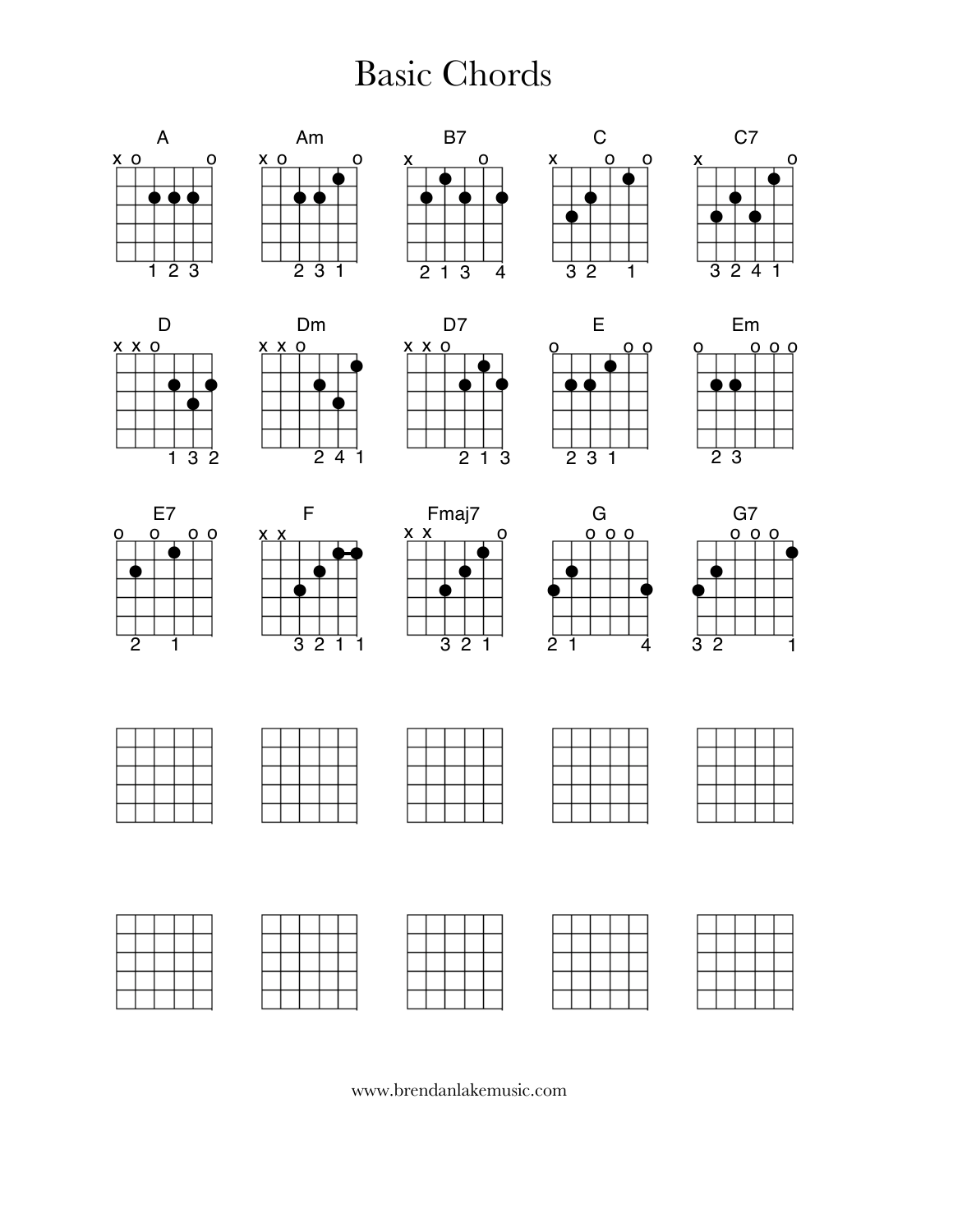# Basic Chords

A

Am

B7

C

C7

D

Dm

D7

E

Em

E7

F

Fmaj7

G

G7

www.brendanlakemusic.com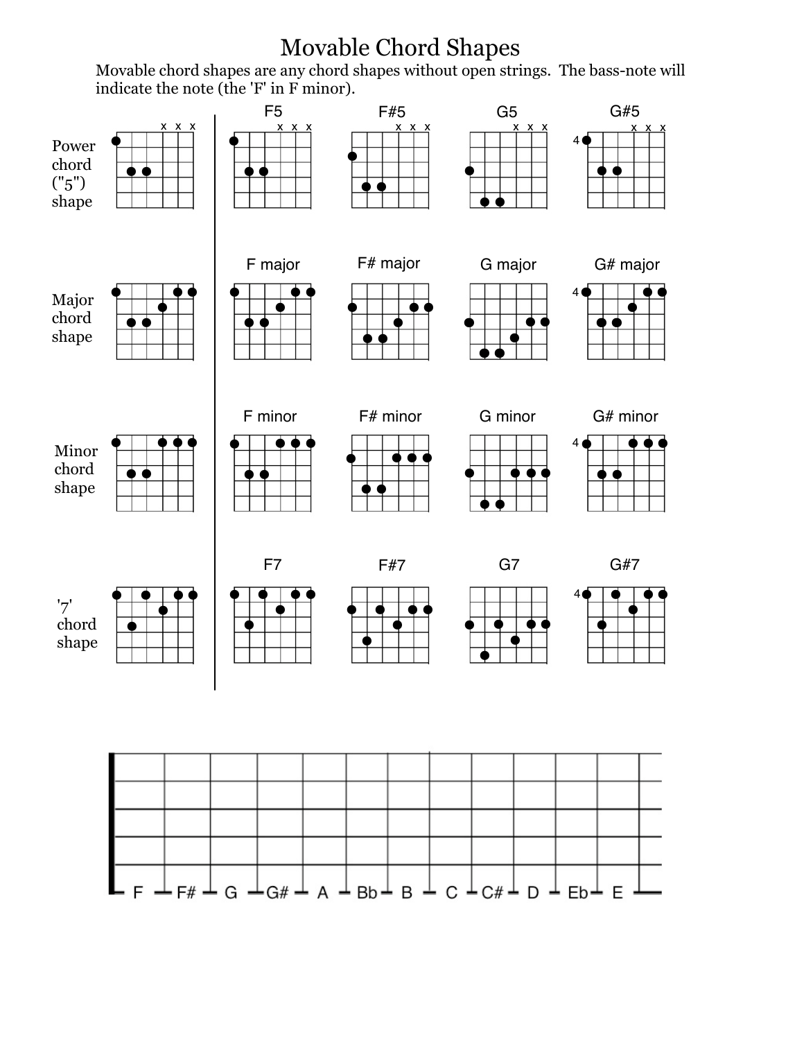# Movable Chord Shapes

Movable chord shapes are any chord shapes without open strings. The bass-note will indicate the note (the 'F' in F minor).

Power chord ("5") shape

x x x

F5

x x x

F#5

x x x

G5

x x x

G#5

4 x x x

Major chord shape

F major

F# major

G major

G# major

4

Minor chord shape

F minor

F# minor

G minor

G# minor

4

'7' chord shape

F7

F#7

G7

G#7

4

F F# G G# A Bb B C C# D Eb E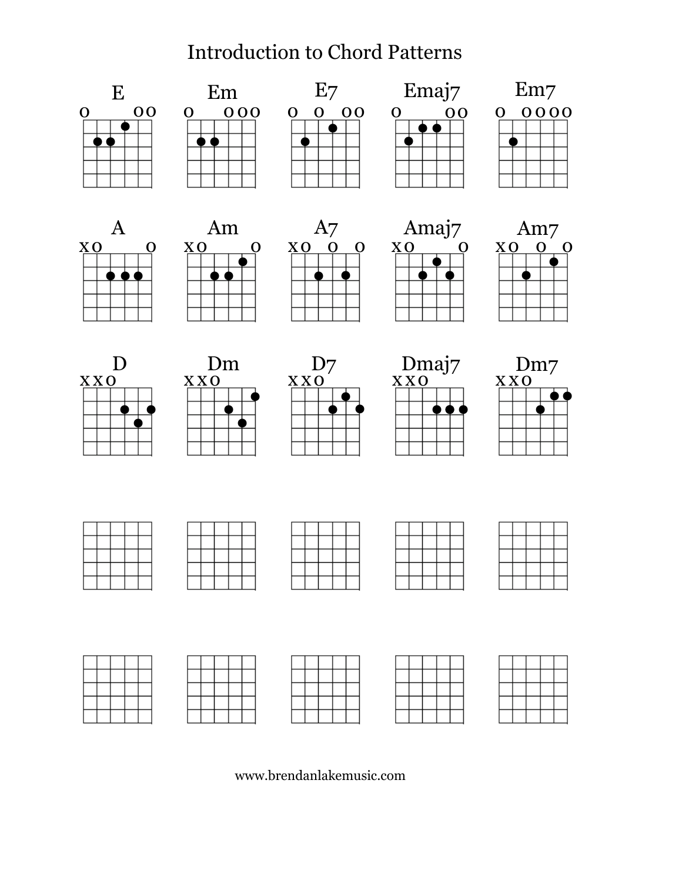# Introduction to Chord Patterns

E
o oo

Em
o ooo

E7
o o oo

Emaj7
o oo

Em7
o oooo

A
xo o

Am
xo o

A7
xo o o

Amaj7
xo o

Am7
xo o o

D
xxo

Dm
xxo

D7
xxo

Dmaj7
xxo

Dm7
xxo

www.brendanlakemusic.com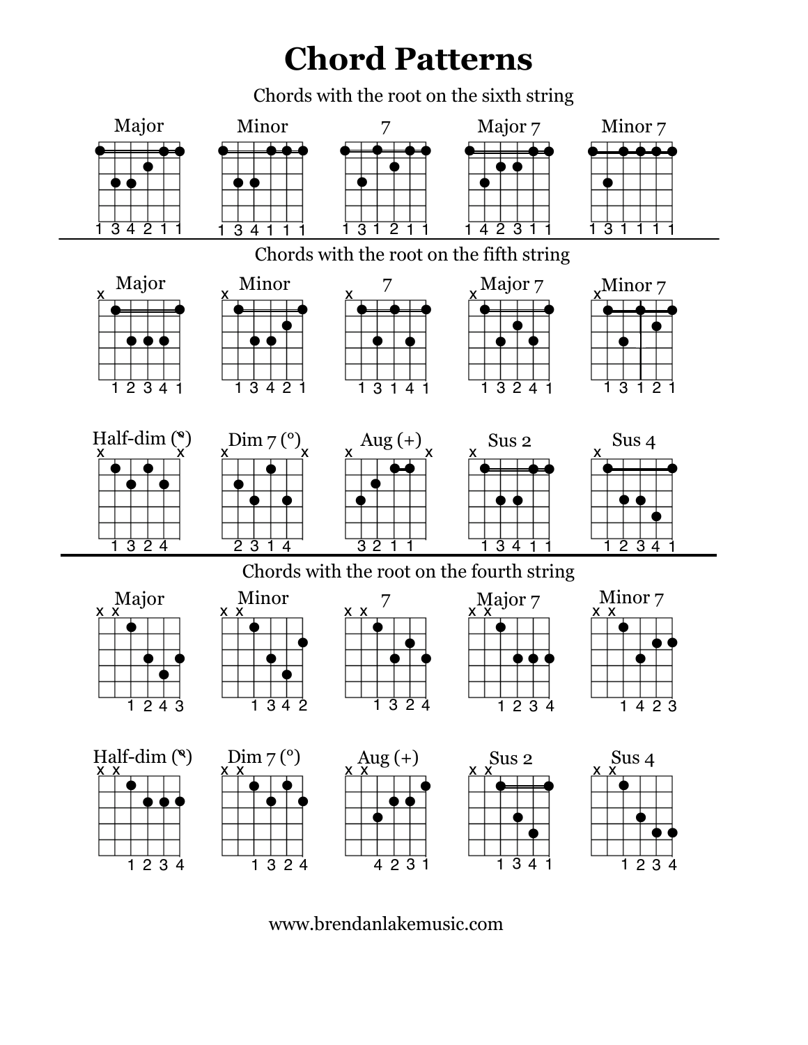# Chord Patterns

Chords with the root on the sixth string

Major

1 3 4 2 1 1

Minor

1 3 4 1 1 1

7

1 3 1 2 1 1

Major 7

1 4 2 3 1 1

Minor 7

1 3 1 1 1 1

Chords with the root on the fifth string

Major

x

1 2 3 4 1

Minor

x

1 3 4 2 1

7

x

1 3 1 4 1

Major 7

x

1 3 2 4 1

Minor 7

x

1 3 1 2 1

Half-dim (ø)

x x

1 3 2 4

Dim 7 (°)

x x

2 3 1 4

Aug (+)

x x

3 2 1 1

Sus 2

x

1 3 4 1 1

Sus 4

x

1 2 3 4 1

Chords with the root on the fourth string

Major

x x

1 2 4 3

Minor

x x

1 3 4 2

7

x x

1 3 2 4

Major 7

x x

1 2 3 4

Minor 7

x x

1 4 2 3

Half-dim (ø)

x x

1 2 3 4

Dim 7 (°)

x x

1 3 2 4

Aug (+)

x x

4 2 3 1

Sus 2

x x

1 3 4 1

Sus 4

x x

1 2 3 4

www.brendanlakemusic.com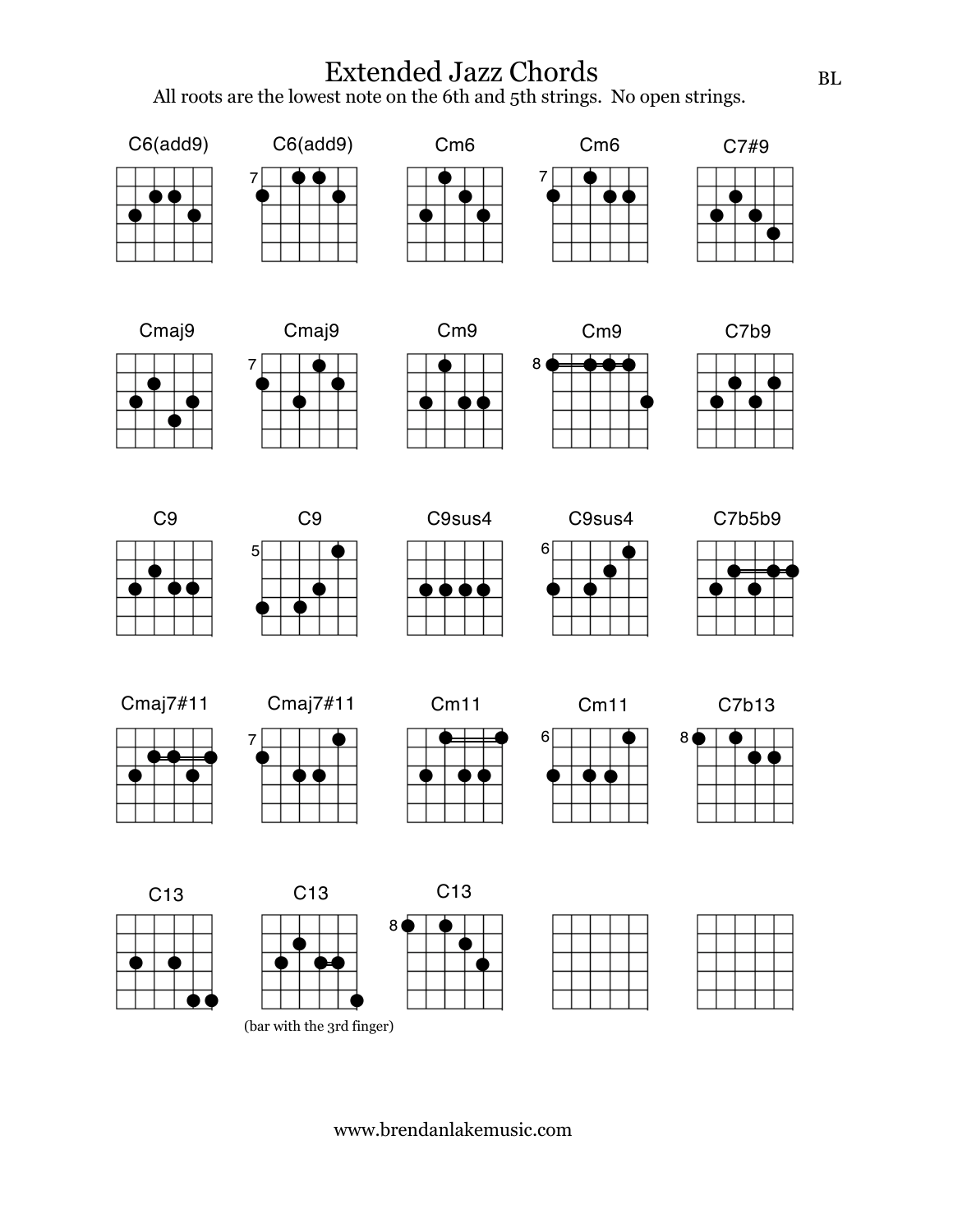# Extended Jazz Chords

All roots are the lowest note on the 6th and 5th strings. No open strings.

C6(add9)

C6(add9)

7

Cm6

Cm6

7

C7#9

Cmaj9

Cmaj9

7

Cm9

Cm9

8

C7b9

C9

C9

5

C9sus4

C9sus4

6

C7b5b9

Cmaj7#11

Cmaj7#11

7

Cm11

Cm11

6

C7b13

8

C13

C13

(bar with the 3rd finger)

C13

8

www.brendanlakemusic.com